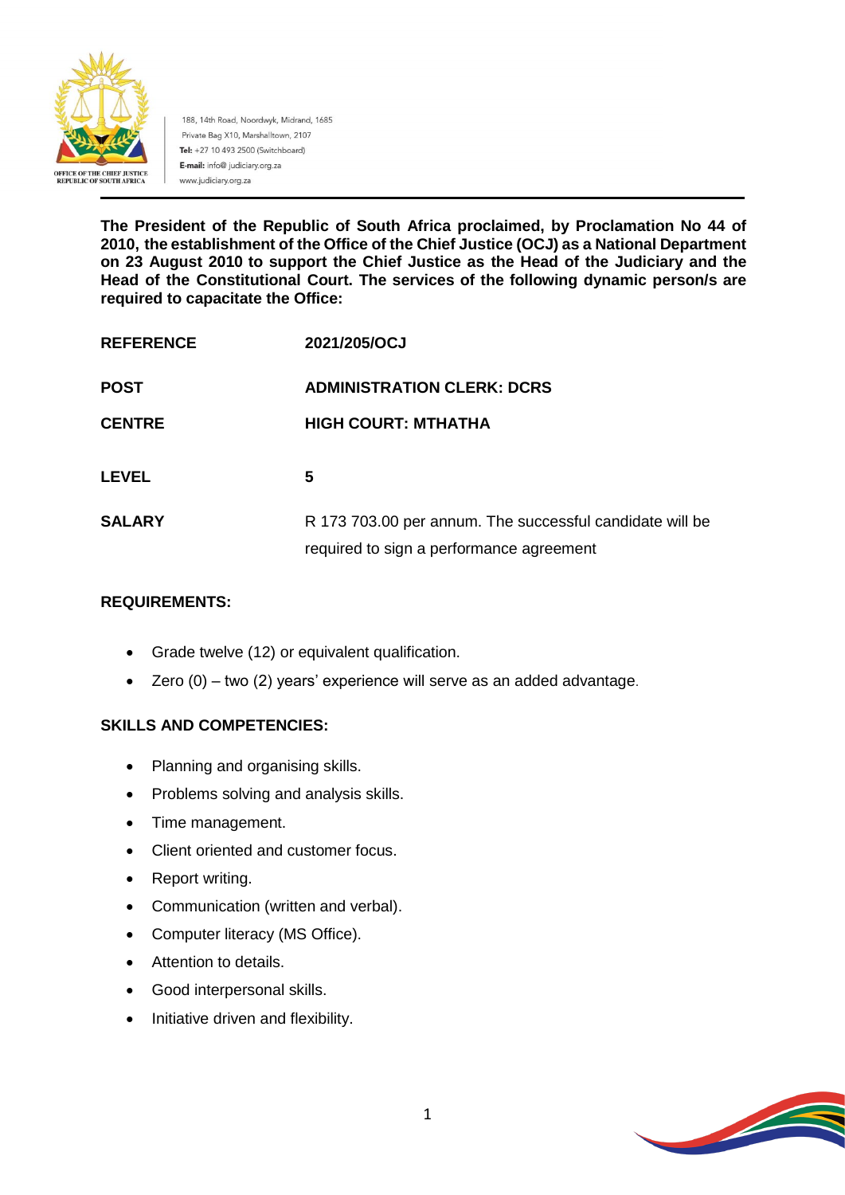OFFICE OF THE CHIEF JUSTICE
REPUBLIC OF SOUTH AFRICA

188, 14th Road, Noordwyk, Midrand, 1685
Private Bag X10, Marshalltown, 2107
**Tel:** +27 10 493 2500 (Switchboard)
**E-mail:** info@ judiciary.org.za
www.judiciary.org.za

**The President of the Republic of South Africa proclaimed, by Proclamation No 44 of 2010, the establishment of the Office of the Chief Justice (OCJ) as a National Department on 23 August 2010 to support the Chief Justice as the Head of the Judiciary and the Head of the Constitutional Court. The services of the following dynamic person/s are required to capacitate the Office:**

| | |
|---|---|
| **REFERENCE** | **2021/205/OCJ** |
| **POST** | **ADMINISTRATION CLERK: DCRS** |
| **CENTRE** | **HIGH COURT: MTHATHA** |
| **LEVEL** | **5** |
| **SALARY** | R 173 703.00 per annum. The successful candidate will be required to sign a performance agreement |

**REQUIREMENTS:**

- Grade twelve (12) or equivalent qualification.
- Zero (0) – two (2) years' experience will serve as an added advantage.

**SKILLS AND COMPETENCIES:**

- Planning and organising skills.
- Problems solving and analysis skills.
- Time management.
- Client oriented and customer focus.
- Report writing.
- Communication (written and verbal).
- Computer literacy (MS Office).
- Attention to details.
- Good interpersonal skills.
- Initiative driven and flexibility.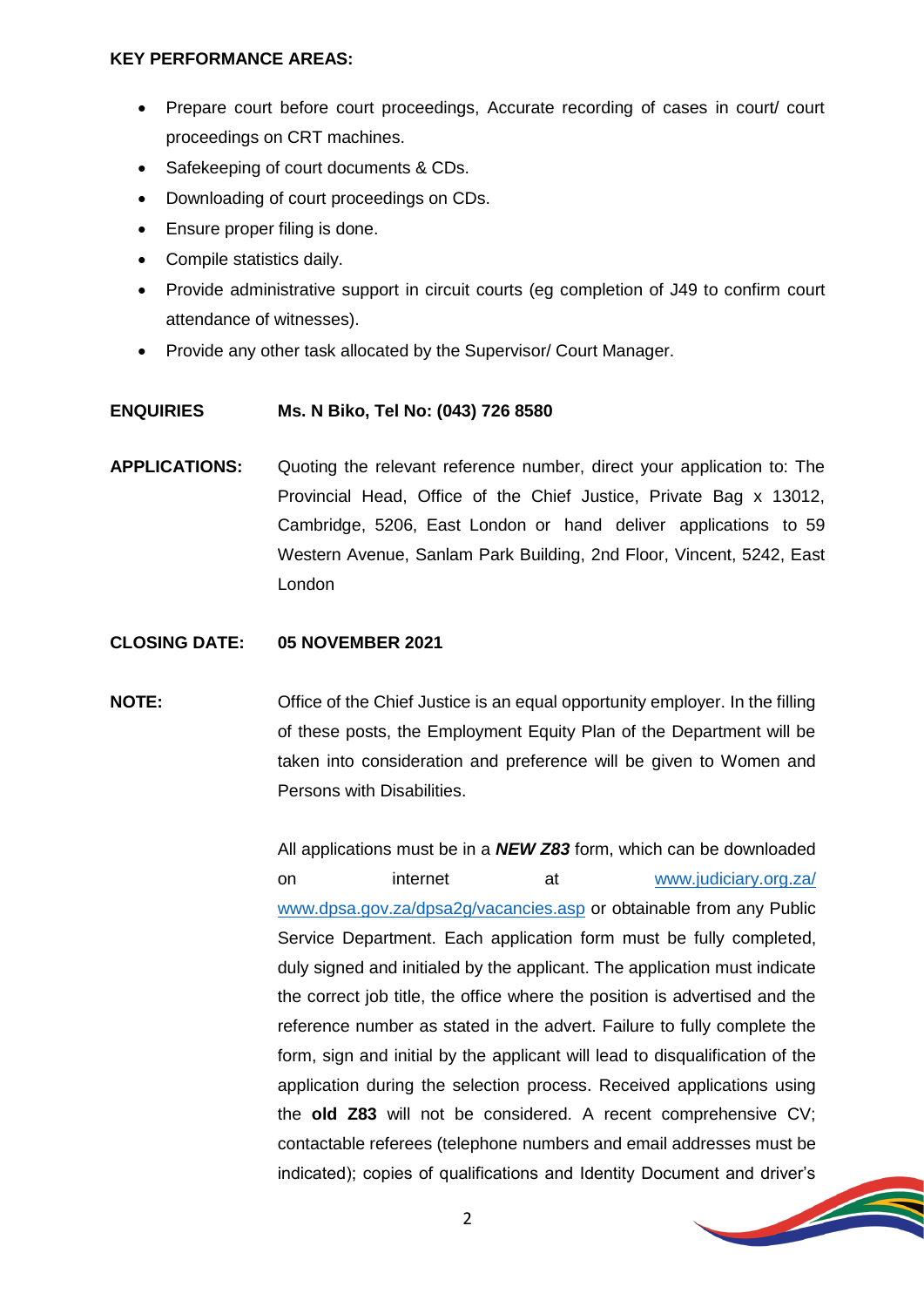**KEY PERFORMANCE AREAS:**

- Prepare court before court proceedings, Accurate recording of cases in court/ court proceedings on CRT machines.
- Safekeeping of court documents & CDs.
- Downloading of court proceedings on CDs.
- Ensure proper filing is done.
- Compile statistics daily.
- Provide administrative support in circuit courts (eg completion of J49 to confirm court attendance of witnesses).
- Provide any other task allocated by the Supervisor/ Court Manager.

**ENQUIRIES** **Ms. N Biko, Tel No: (043) 726 8580**

**APPLICATIONS:** Quoting the relevant reference number, direct your application to: The Provincial Head, Office of the Chief Justice, Private Bag x 13012, Cambridge, 5206, East London or hand deliver applications to 59 Western Avenue, Sanlam Park Building, 2nd Floor, Vincent, 5242, East London

**CLOSING DATE:** **05 NOVEMBER 2021**

**NOTE:** Office of the Chief Justice is an equal opportunity employer. In the filling of these posts, the Employment Equity Plan of the Department will be taken into consideration and preference will be given to Women and Persons with Disabilities.

All applications must be in a ***NEW Z83*** form, which can be downloaded on internet at www.judiciary.org.za/ www.dpsa.gov.za/dpsa2g/vacancies.asp or obtainable from any Public Service Department. Each application form must be fully completed, duly signed and initialed by the applicant. The application must indicate the correct job title, the office where the position is advertised and the reference number as stated in the advert. Failure to fully complete the form, sign and initial by the applicant will lead to disqualification of the application during the selection process. Received applications using the **old Z83** will not be considered. A recent comprehensive CV; contactable referees (telephone numbers and email addresses must be indicated); copies of qualifications and Identity Document and driver's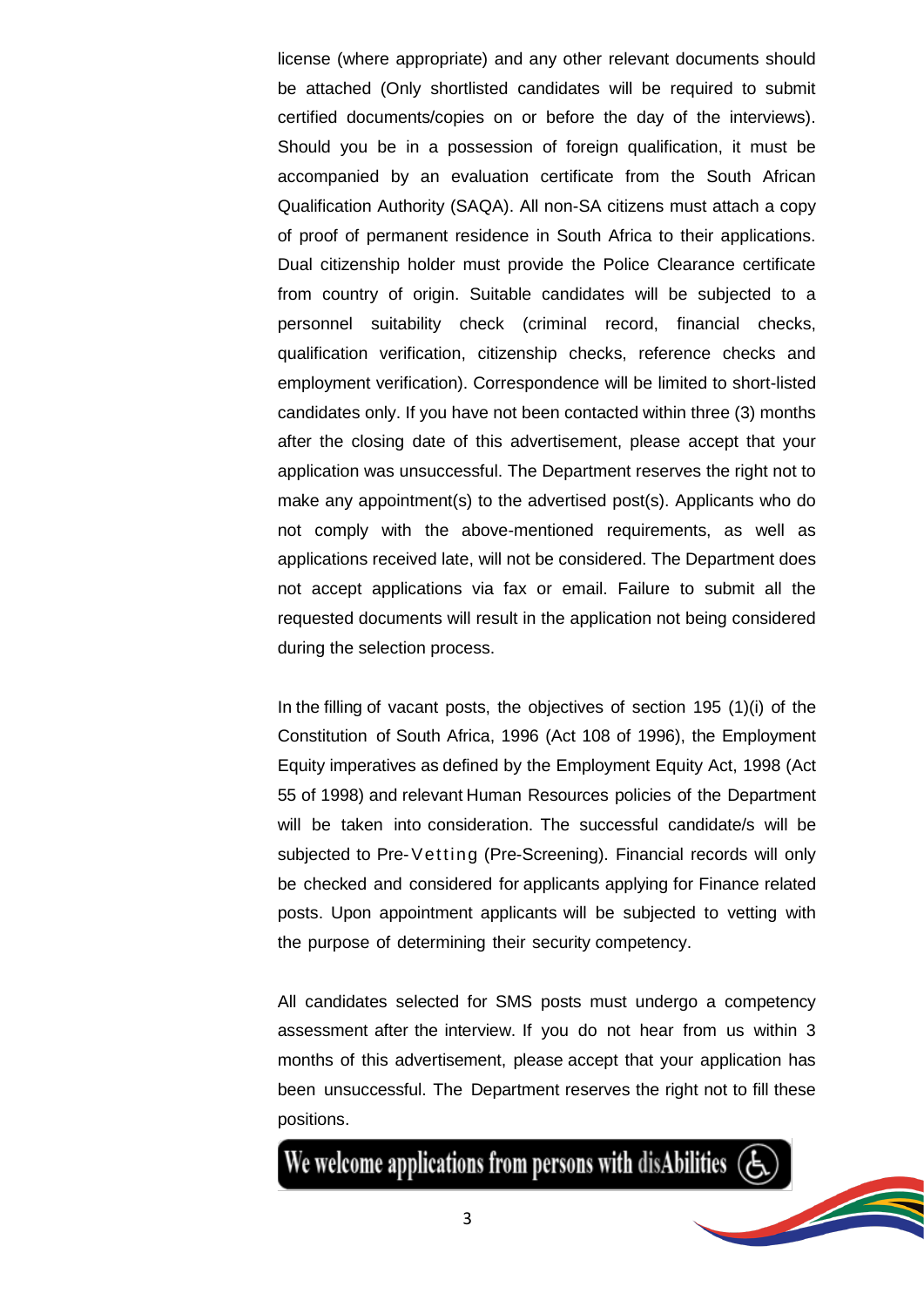license (where appropriate) and any other relevant documents should be attached (Only shortlisted candidates will be required to submit certified documents/copies on or before the day of the interviews). Should you be in a possession of foreign qualification, it must be accompanied by an evaluation certificate from the South African Qualification Authority (SAQA). All non-SA citizens must attach a copy of proof of permanent residence in South Africa to their applications. Dual citizenship holder must provide the Police Clearance certificate from country of origin. Suitable candidates will be subjected to a personnel suitability check (criminal record, financial checks, qualification verification, citizenship checks, reference checks and employment verification). Correspondence will be limited to short-listed candidates only. If you have not been contacted within three (3) months after the closing date of this advertisement, please accept that your application was unsuccessful. The Department reserves the right not to make any appointment(s) to the advertised post(s). Applicants who do not comply with the above-mentioned requirements, as well as applications received late, will not be considered. The Department does not accept applications via fax or email. Failure to submit all the requested documents will result in the application not being considered during the selection process.

In the filling of vacant posts, the objectives of section 195 (1)(i) of the Constitution of South Africa, 1996 (Act 108 of 1996), the Employment Equity imperatives as defined by the Employment Equity Act, 1998 (Act 55 of 1998) and relevant Human Resources policies of the Department will be taken into consideration. The successful candidate/s will be subjected to Pre-Vetting (Pre-Screening). Financial records will only be checked and considered for applicants applying for Finance related posts. Upon appointment applicants will be subjected to vetting with the purpose of determining their security competency.

All candidates selected for SMS posts must undergo a competency assessment after the interview. If you do not hear from us within 3 months of this advertisement, please accept that your application has been unsuccessful. The Department reserves the right not to fill these positions.

**We welcome applications from persons with disAbilities**